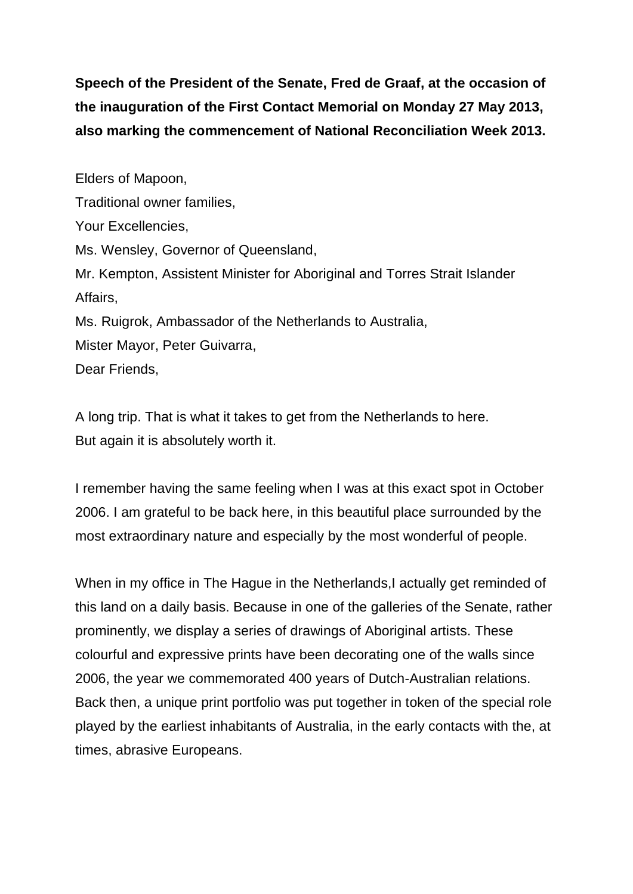**Speech of the President of the Senate, Fred de Graaf, at the occasion of the inauguration of the First Contact Memorial on Monday 27 May 2013, also marking the commencement of National Reconciliation Week 2013.**

Elders of Mapoon,
Traditional owner families,
Your Excellencies,
Ms. Wensley, Governor of Queensland,
Mr. Kempton, Assistent Minister for Aboriginal and Torres Strait Islander Affairs,
Ms. Ruigrok, Ambassador of the Netherlands to Australia,
Mister Mayor, Peter Guivarra,
Dear Friends,

A long trip. That is what it takes to get from the Netherlands to here.
But again it is absolutely worth it.

I remember having the same feeling when I was at this exact spot in October 2006. I am grateful to be back here, in this beautiful place surrounded by the most extraordinary nature and especially by the most wonderful of people.

When in my office in The Hague in the Netherlands,I actually get reminded of this land on a daily basis. Because in one of the galleries of the Senate, rather prominently, we display a series of drawings of Aboriginal artists. These colourful and expressive prints have been decorating one of the walls since 2006, the year we commemorated 400 years of Dutch-Australian relations. Back then, a unique print portfolio was put together in token of the special role played by the earliest inhabitants of Australia, in the early contacts with the, at times, abrasive Europeans.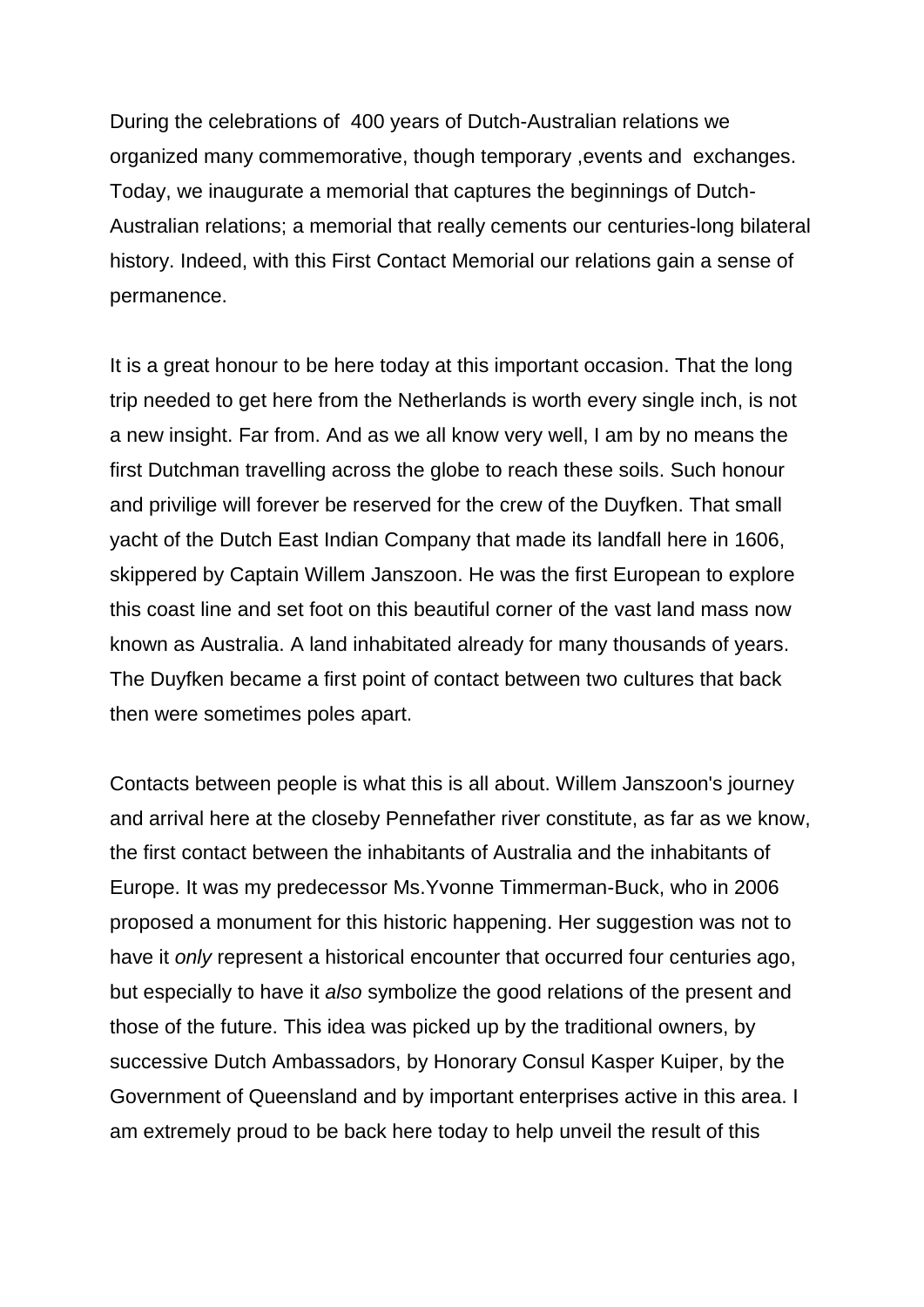During the celebrations of 400 years of Dutch-Australian relations we organized many commemorative, though temporary ,events and exchanges. Today, we inaugurate a memorial that captures the beginnings of Dutch-Australian relations; a memorial that really cements our centuries-long bilateral history. Indeed, with this First Contact Memorial our relations gain a sense of permanence.

It is a great honour to be here today at this important occasion. That the long trip needed to get here from the Netherlands is worth every single inch, is not a new insight. Far from. And as we all know very well, I am by no means the first Dutchman travelling across the globe to reach these soils. Such honour and privilige will forever be reserved for the crew of the Duyfken. That small yacht of the Dutch East Indian Company that made its landfall here in 1606, skippered by Captain Willem Janszoon. He was the first European to explore this coast line and set foot on this beautiful corner of the vast land mass now known as Australia. A land inhabitated already for many thousands of years. The Duyfken became a first point of contact between two cultures that back then were sometimes poles apart.

Contacts between people is what this is all about. Willem Janszoon's journey and arrival here at the closeby Pennefather river constitute, as far as we know, the first contact between the inhabitants of Australia and the inhabitants of Europe. It was my predecessor Ms.Yvonne Timmerman-Buck, who in 2006 proposed a monument for this historic happening. Her suggestion was not to have it *only* represent a historical encounter that occurred four centuries ago, but especially to have it *also* symbolize the good relations of the present and those of the future. This idea was picked up by the traditional owners, by successive Dutch Ambassadors, by Honorary Consul Kasper Kuiper, by the Government of Queensland and by important enterprises active in this area. I am extremely proud to be back here today to help unveil the result of this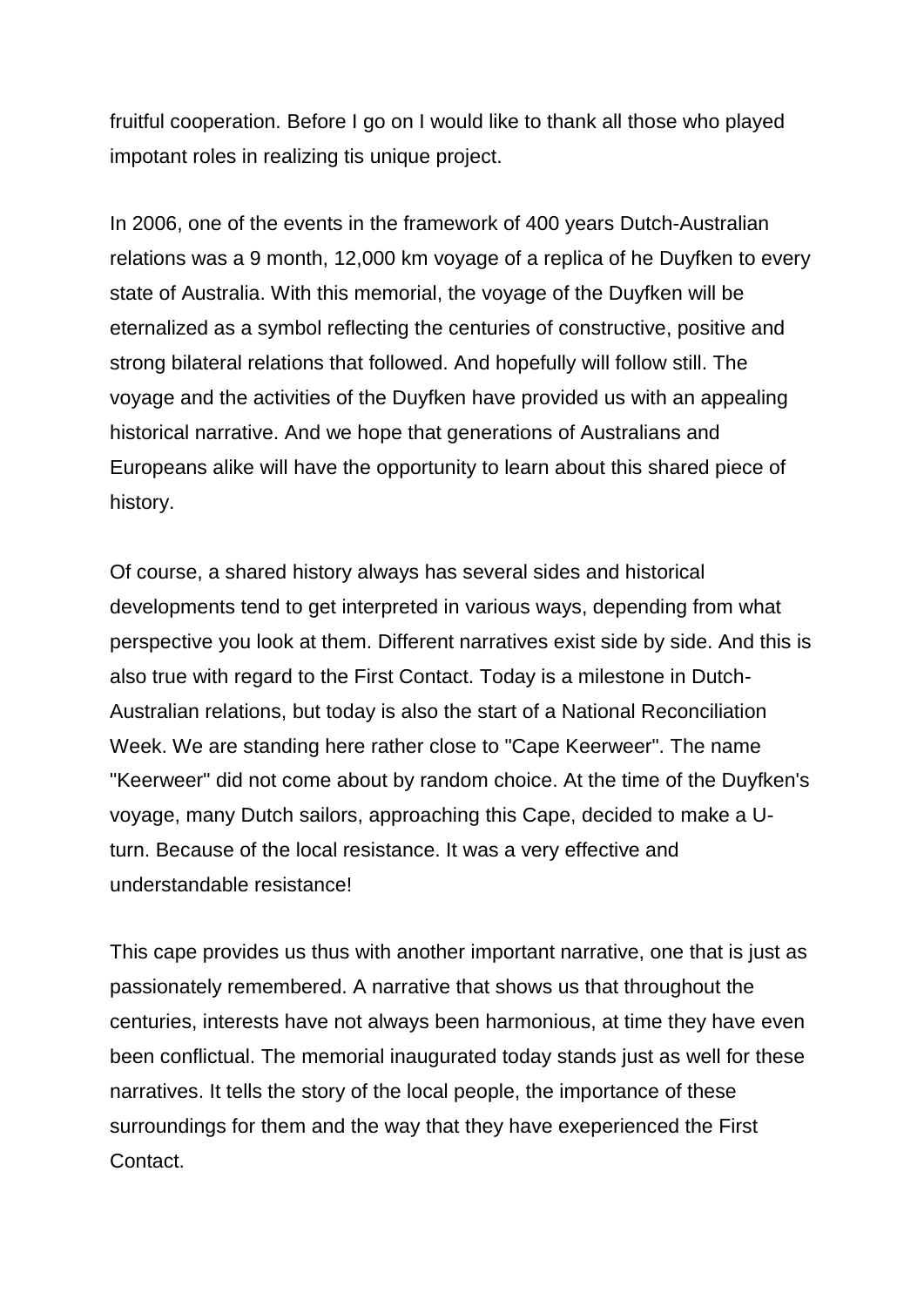fruitful cooperation. Before I go on I would like to thank all those who played impotant roles in realizing tis unique project.

In 2006, one of the events in the framework of 400 years Dutch-Australian relations was a 9 month, 12,000 km voyage of a replica of he Duyfken to every state of Australia. With this memorial, the voyage of the Duyfken will be eternalized as a symbol reflecting the centuries of constructive, positive and strong bilateral relations that followed. And hopefully will follow still. The voyage and the activities of the Duyfken have provided us with an appealing historical narrative. And we hope that generations of Australians and Europeans alike will have the opportunity to learn about this shared piece of history.

Of course, a shared history always has several sides and historical developments tend to get interpreted in various ways, depending from what perspective you look at them. Different narratives exist side by side. And this is also true with regard to the First Contact. Today is a milestone in Dutch-Australian relations, but today is also the start of a National Reconciliation Week. We are standing here rather close to "Cape Keerweer". The name "Keerweer" did not come about by random choice. At the time of the Duyfken's voyage, many Dutch sailors, approaching this Cape, decided to make a U-turn. Because of the local resistance. It was a very effective and understandable resistance!

This cape provides us thus with another important narrative, one that is just as passionately remembered. A narrative that shows us that throughout the centuries, interests have not always been harmonious, at time they have even been conflictual. The memorial inaugurated today stands just as well for these narratives. It tells the story of the local people, the importance of these surroundings for them and the way that they have exeperienced the First Contact.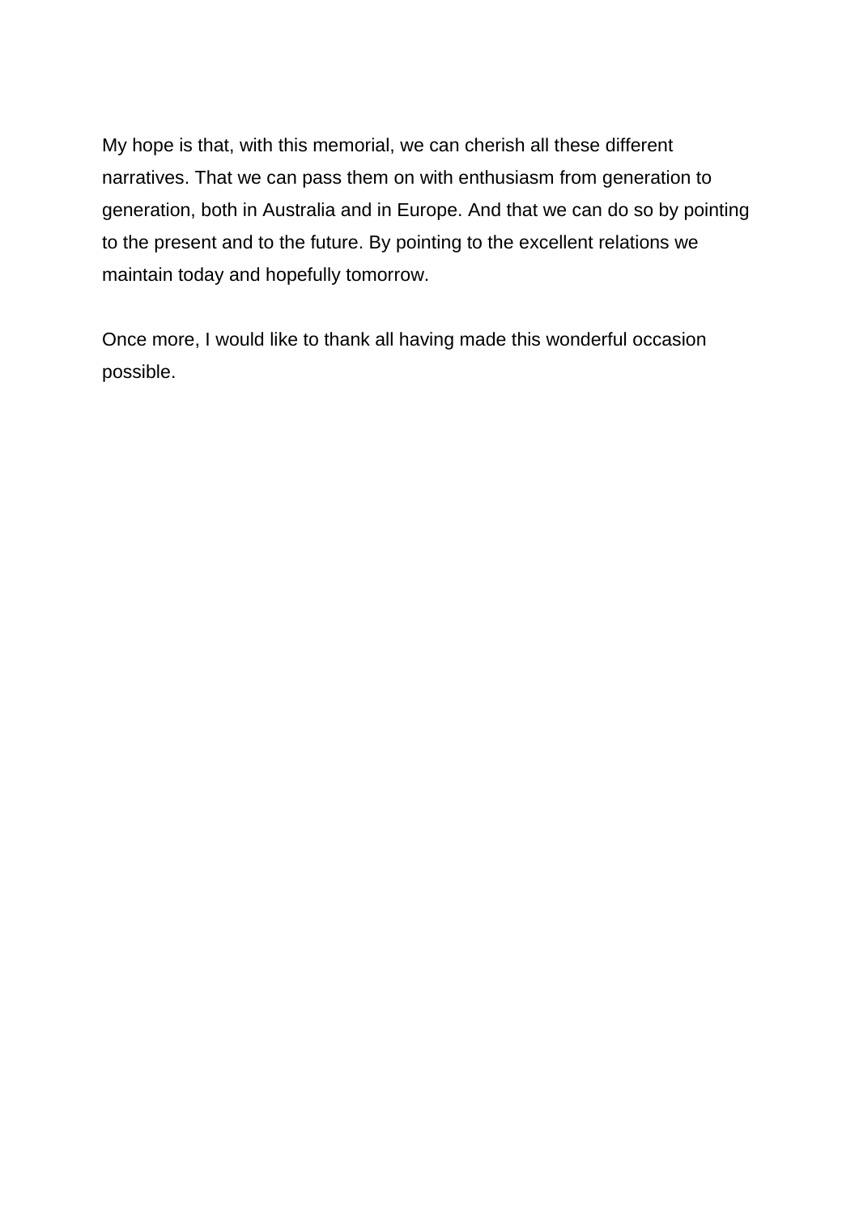My hope is that, with this memorial, we can cherish all these different narratives. That we can pass them on with enthusiasm from generation to generation, both in Australia and in Europe. And that we can do so by pointing to the present and to the future. By pointing to the excellent relations we maintain today and hopefully tomorrow.

Once more, I would like to thank all having made this wonderful occasion possible.